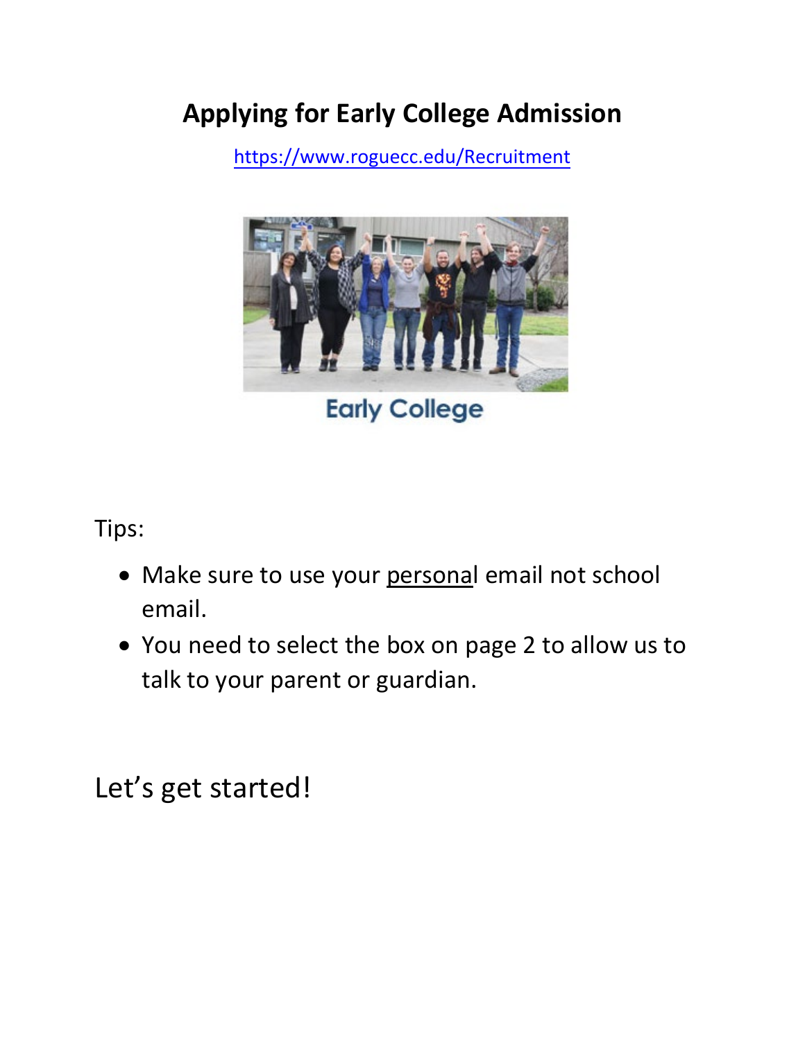# Applying for Early College Admission

https://www.roguecc.edu/Recruitment

Early College

Tips:

- Make sure to use your personal email not school email.
- You need to select the box on page 2 to allow us to talk to your parent or guardian.

Let's get started!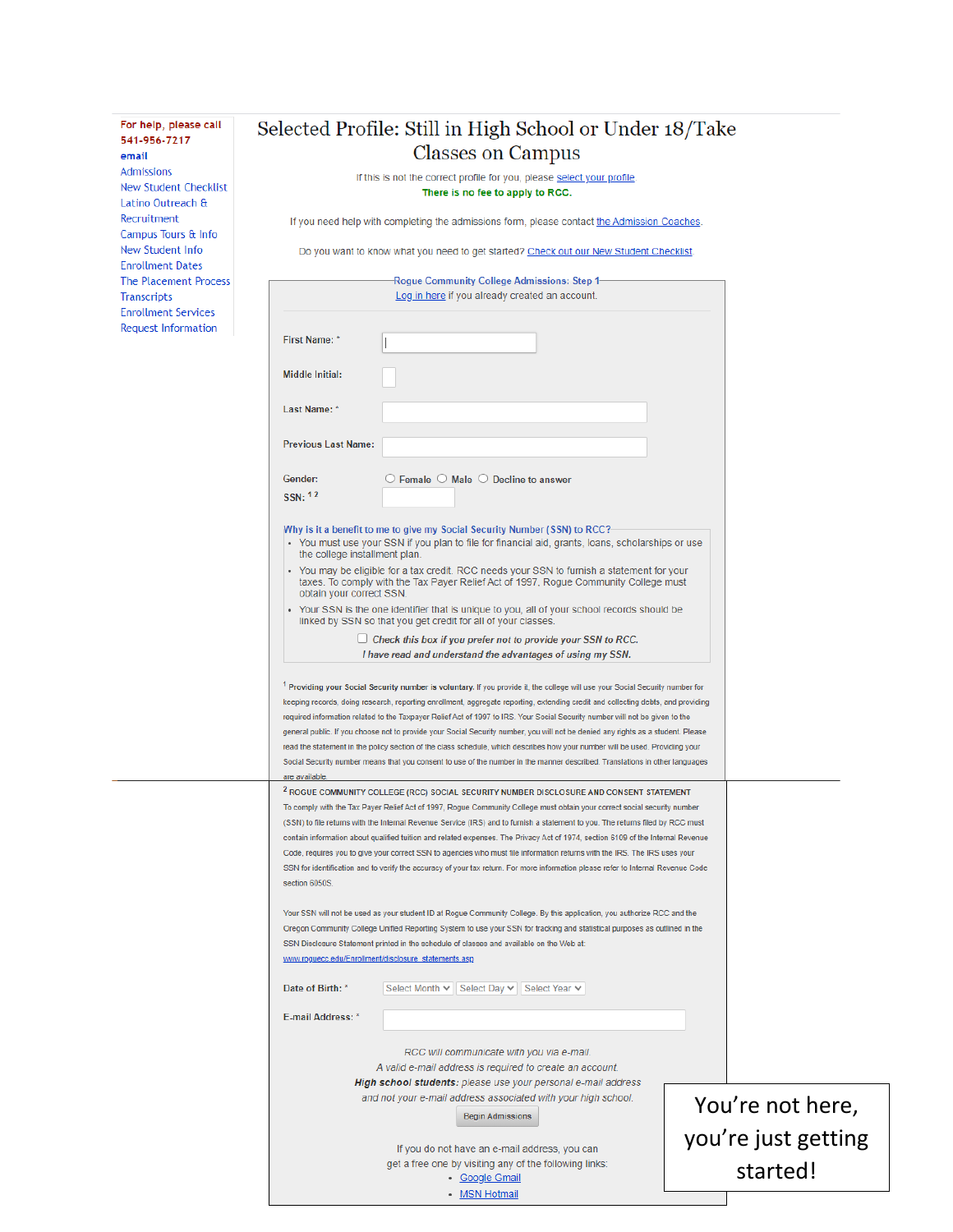For help, please call 541-956-7217

email

Admissions

New Student Checklist

Latino Outreach & Recruitment

Campus Tours & Info

New Student Info

Enrollment Dates

The Placement Process

Transcripts

Enrollment Services

Request Information

# Selected Profile: Still in High School or Under 18/Take Classes on Campus

If this is not the correct profile for you, please select your profile

**There is no fee to apply to RCC.**

If you need help with completing the admissions form, please contact the Admission Coaches.

Do you want to know what you need to get started? Check out our New Student Checklist

## Rogue Community College Admissions: Step 1

Log in here if you already created an account.

First Name: *

Middle Initial:

Last Name: *

Previous Last Name:

Gender: ○ Female ○ Male ○ Decline to answer

SSN: [1] [2]

**Why is it a benefit to me to give my Social Security Number (SSN) to RCC?**

- You must use your SSN if you plan to file for financial aid, grants, loans, scholarships or use the college installment plan.
- You may be eligible for a tax credit. RCC needs your SSN to furnish a statement for your taxes. To comply with the Tax Payer Relief Act of 1997, Rogue Community College must obtain your correct SSN.
- Your SSN is the one identifier that is unique to you, all of your school records should be linked by SSN so that you get credit for all of your classes.

☐ *Check this box if you prefer not to provide your SSN to RCC.*

***I have read and understand the advantages of using my SSN.***

[1] **Providing your Social Security number is voluntary.** If you provide it, the college will use your Social Security number for keeping records, doing research, reporting enrollment, aggregate reporting, extending credit and collecting debts, and providing required information related to the Taxpayer Relief Act of 1997 to IRS. Your Social Security number will not be given to the general public. If you choose not to provide your Social Security number, you will not be denied any rights as a student. Please read the statement in the policy section of the class schedule, which describes how your number will be used. Providing your Social Security number means that you consent to use of the number in the manner described. Translations in other languages are available.

[2] ROGUE COMMUNITY COLLEGE (RCC) SOCIAL SECURITY NUMBER DISCLOSURE AND CONSENT STATEMENT

To comply with the Tax Payer Relief Act of 1997, Rogue Community College must obtain your correct social security number (SSN) to file returns with the Internal Revenue Service (IRS) and to furnish a statement to you. The returns filed by RCC must contain information about qualified tuition and related expenses. The Privacy Act of 1974, section 6109 of the Internal Revenue Code, requires you to give your correct SSN to agencies who must file information returns with the IRS. The IRS uses your SSN for identification and to verify the accuracy of your tax return. For more information please refer to Internal Revenue Code section 6050S.

Your SSN will not be used as your student ID at Rogue Community College. By this application, you authorize RCC and the Oregon Community College Unified Reporting System to use your SSN for tracking and statistical purposes as outlined in the SSN Disclosure Statement printed in the schedule of classes and available on the Web at: www.roguecc.edu/Enrollment/disclosure_statements.asp

Date of Birth: * Select Month | Select Day | Select Year

E-mail Address: *

*RCC will communicate with you via e-mail.*

*A valid e-mail address is required to create an account.*

***High school students:** please use your personal e-mail address and not your e-mail address associated with your high school.*

Begin Admissions

If you do not have an e-mail address, you can get a free one by visiting any of the following links:

- Google Gmail
- MSN Hotmail

You're not here, you're just getting started!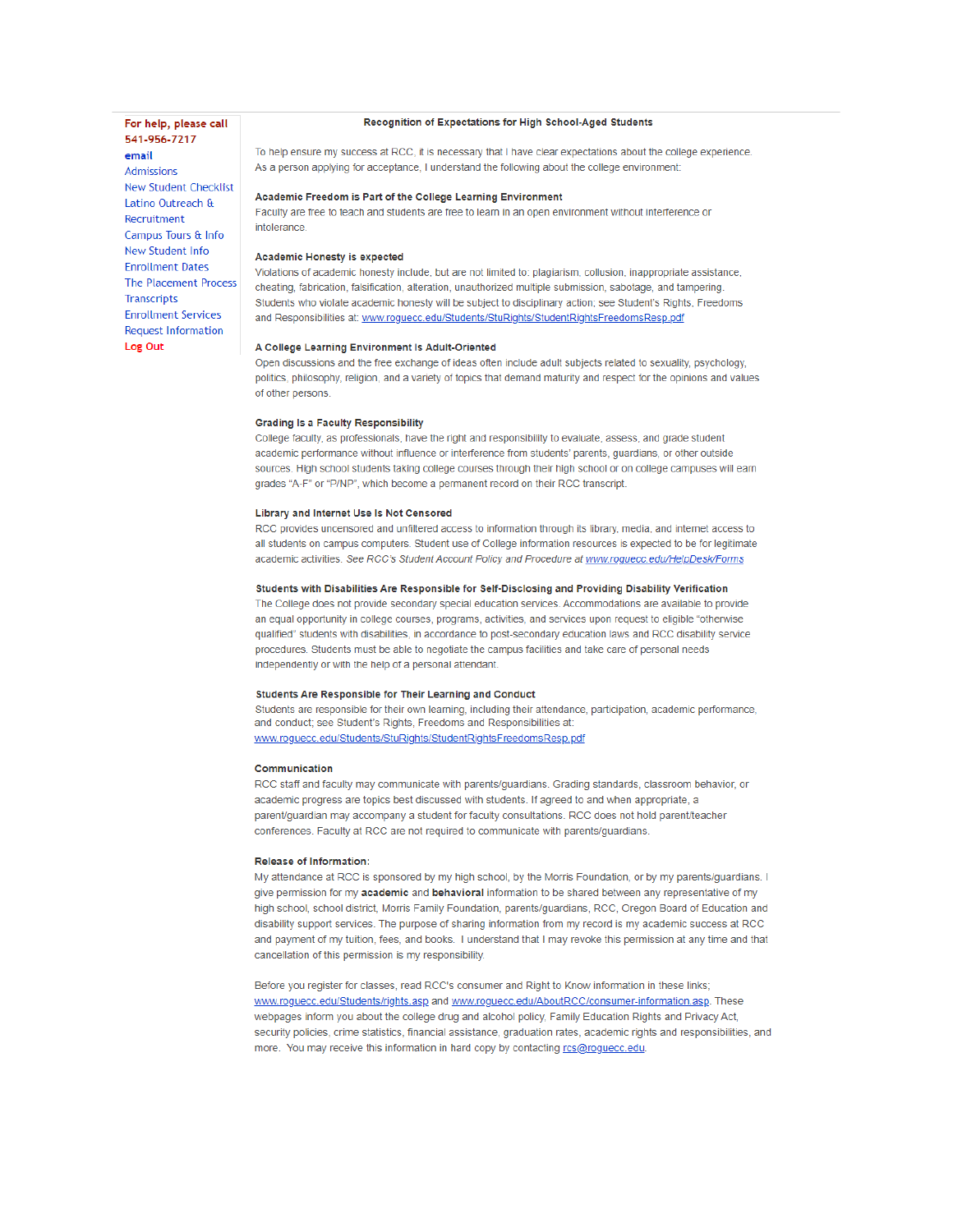For help, please call
541-956-7217
email
Admissions
New Student Checklist
Latino Outreach & Recruitment
Campus Tours & Info
New Student Info
Enrollment Dates
The Placement Process
Transcripts
Enrollment Services
Request Information
Log Out

## Recognition of Expectations for High School-Aged Students

To help ensure my success at RCC, it is necessary that I have clear expectations about the college experience. As a person applying for acceptance, I understand the following about the college environment:

### Academic Freedom is Part of the College Learning Environment

Faculty are free to teach and students are free to learn in an open environment without interference or intolerance.

### Academic Honesty is expected

Violations of academic honesty include, but are not limited to: plagiarism, collusion, inappropriate assistance, cheating, fabrication, falsification, alteration, unauthorized multiple submission, sabotage, and tampering. Students who violate academic honesty will be subject to disciplinary action; see Student's Rights, Freedoms and Responsibilities at: www.roguecc.edu/Students/StuRights/StudentRightsFreedomsResp.pdf

### A College Learning Environment Is Adult-Oriented

Open discussions and the free exchange of ideas often include adult subjects related to sexuality, psychology, politics, philosophy, religion, and a variety of topics that demand maturity and respect for the opinions and values of other persons.

### Grading Is a Faculty Responsibility

College faculty, as professionals, have the right and responsibility to evaluate, assess, and grade student academic performance without influence or interference from students' parents, guardians, or other outside sources. High school students taking college courses through their high school or on college campuses will earn grades "A-F" or "P/NP", which become a permanent record on their RCC transcript.

### Library and Internet Use Is Not Censored

RCC provides uncensored and unfiltered access to information through its library, media, and internet access to all students on campus computers. Student use of College information resources is expected to be for legitimate academic activities. *See RCC's Student Account Policy and Procedure at www.roguecc.edu/HelpDesk/Forms*

### Students with Disabilities Are Responsible for Self-Disclosing and Providing Disability Verification

The College does not provide secondary special education services. Accommodations are available to provide an equal opportunity in college courses, programs, activities, and services upon request to eligible "otherwise qualified" students with disabilities, in accordance to post-secondary education laws and RCC disability service procedures. Students must be able to negotiate the campus facilities and take care of personal needs independently or with the help of a personal attendant.

### Students Are Responsible for Their Learning and Conduct

Students are responsible for their own learning, including their attendance, participation, academic performance, and conduct; see Student's Rights, Freedoms and Responsibilities at: www.roguecc.edu/Students/StuRights/StudentRightsFreedomsResp.pdf

### Communication

RCC staff and faculty may communicate with parents/guardians. Grading standards, classroom behavior, or academic progress are topics best discussed with students. If agreed to and when appropriate, a parent/guardian may accompany a student for faculty consultations. RCC does not hold parent/teacher conferences. Faculty at RCC are not required to communicate with parents/guardians.

### Release of Information:

My attendance at RCC is sponsored by my high school, by the Morris Foundation, or by my parents/guardians. I give permission for my **academic** and **behavioral** information to be shared between any representative of my high school, school district, Morris Family Foundation, parents/guardians, RCC, Oregon Board of Education and disability support services. The purpose of sharing information from my record is my academic success at RCC and payment of my tuition, fees, and books. I understand that I may revoke this permission at any time and that cancellation of this permission is my responsibility.

Before you register for classes, read RCC's consumer and Right to Know information in these links; www.roguecc.edu/Students/rights.asp and www.roguecc.edu/AboutRCC/consumer-information.asp. These webpages inform you about the college drug and alcohol policy, Family Education Rights and Privacy Act, security policies, crime statistics, financial assistance, graduation rates, academic rights and responsibilities, and more. You may receive this information in hard copy by contacting rcs@roguecc.edu.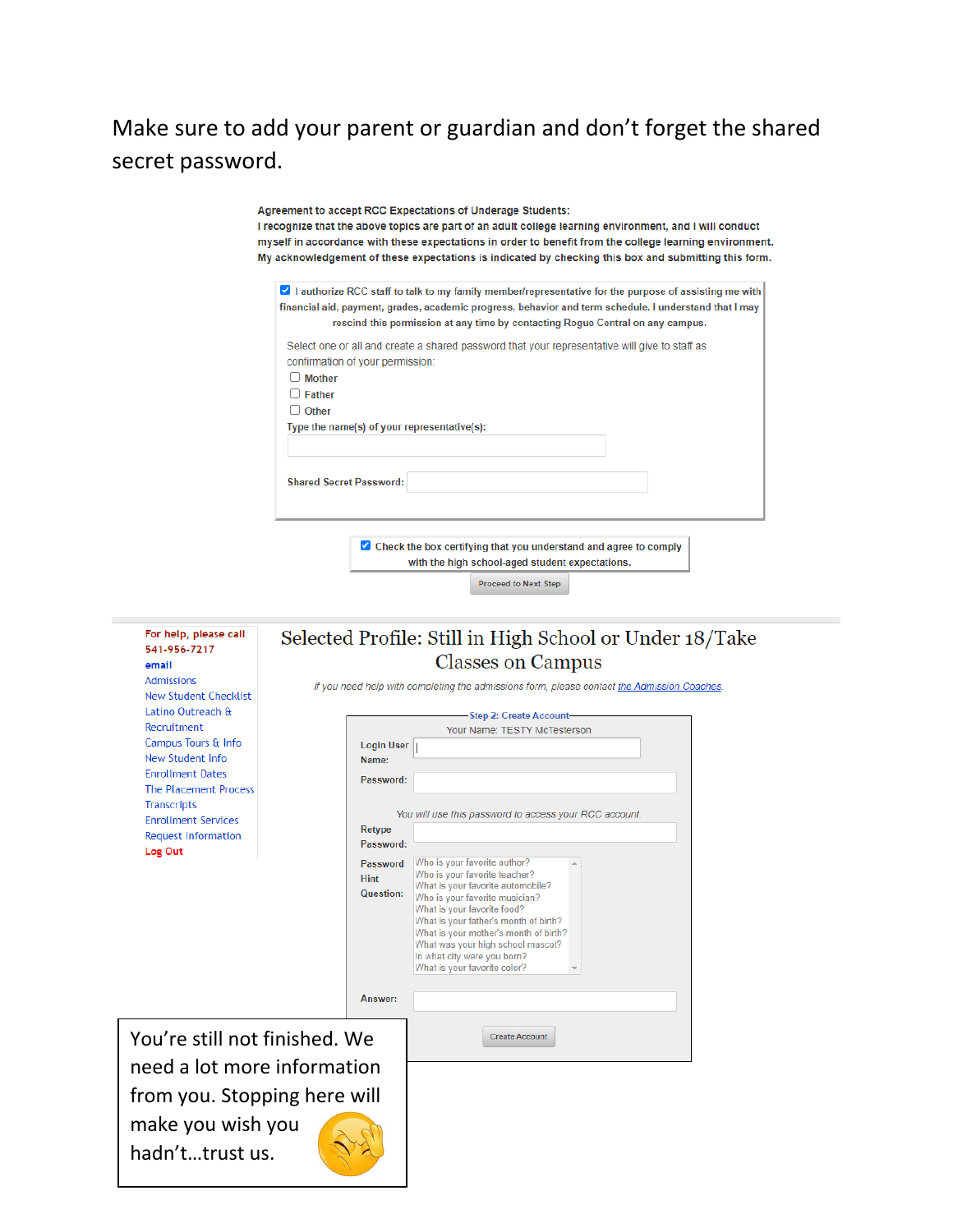Make sure to add your parent or guardian and don't forget the shared secret password.

**Agreement to accept RCC Expectations of Underage Students:**
**I recognize that the above topics are part of an adult college learning environment, and I will conduct myself in accordance with these expectations in order to benefit from the college learning environment. My acknowledgement of these expectations is indicated by checking this box and submitting this form.**

☑ I authorize RCC staff to talk to my family member/representative for the purpose of assisting me with financial aid, payment, grades, academic progress, behavior and term schedule. I understand that I may rescind this permission at any time by contacting Rogue Central on any campus.

Select one or all and create a shared password that your representative will give to staff as confirmation of your permission:

- ☐ Mother
- ☐ Father
- ☐ Other

**Type the name(s) of your representative(s):**

**Shared Secret Password:**

☑ Check the box certifying that you understand and agree to comply with the high school-aged student expectations.

Proceed to Next Step

---

For help, please call
541-956-7217
email
Admissions
New Student Checklist
Latino Outreach & Recruitment
Campus Tours & Info
New Student Info
Enrollment Dates
The Placement Process
Transcripts
Enrollment Services
Request Information
Log Out

## Selected Profile: Still in High School or Under 18/Take Classes on Campus

*If you need help with completing the admissions form, please contact the Admission Coaches.*

**Step 2: Create Account**

Your Name: TESTY McTesterson

**Login User Name:**

**Password:**

*You will use this password to access your RCC account.*

**Retype Password:**

**Password Hint Question:**

- Who is your favorite author?
- Who is your favorite teacher?
- What is your favorite automobile?
- Who is your favorite musician?
- What is your favorite food?
- What is your father's month of birth?
- What is your mother's month of birth?
- What was your high school mascot?
- In what city were you born?
- What is your favorite color?

**Answer:**

Create Account

You're still not finished. We need a lot more information from you. Stopping here will make you wish you hadn't…trust us.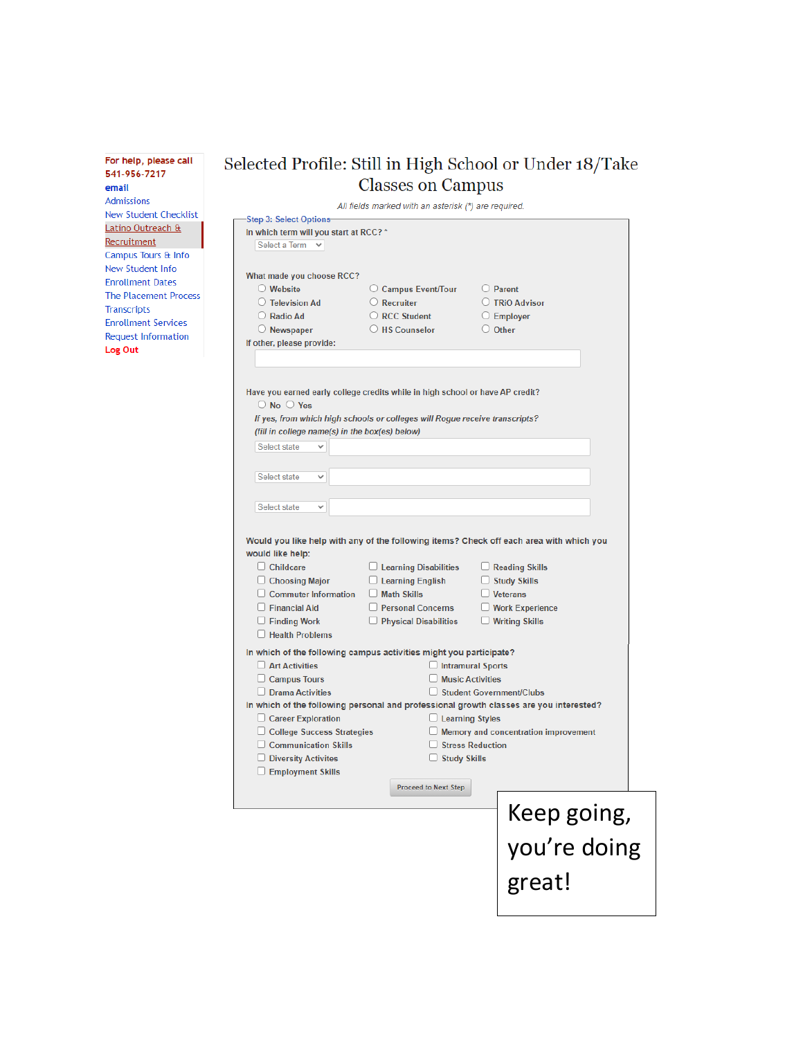For help, please call 541-956-7217
email
Admissions
New Student Checklist
Latino Outreach & Recruitment
Campus Tours & Info
New Student Info
Enrollment Dates
The Placement Process
Transcripts
Enrollment Services
Request Information
Log Out

# Selected Profile: Still in High School or Under 18/Take Classes on Campus

*All fields marked with an asterisk (*) are required.*

**Step 3: Select Options**

In which term will you start at RCC? *

Select a Term

What made you choose RCC?

- ○ Website
- ○ Television Ad
- ○ Radio Ad
- ○ Newspaper
- ○ Campus Event/Tour
- ○ Recruiter
- ○ RCC Student
- ○ HS Counselor
- ○ Parent
- ○ TRiO Advisor
- ○ Employer
- ○ Other

If other, please provide:

Have you earned early college credits while in high school or have AP credit?

○ No ○ Yes

*If yes, from which high schools or colleges will Rogue receive transcripts? (fill in college name(s) in the box(es) below)*

Select state

Select state

Select state

Would you like help with any of the following items? Check off each area with which you would like help:

- ☐ Childcare
- ☐ Choosing Major
- ☐ Commuter Information
- ☐ Financial Aid
- ☐ Finding Work
- ☐ Health Problems
- ☐ Learning Disabilities
- ☐ Learning English
- ☐ Math Skills
- ☐ Personal Concerns
- ☐ Physical Disabilities
- ☐ Reading Skills
- ☐ Study Skills
- ☐ Veterans
- ☐ Work Experience
- ☐ Writing Skills

In which of the following campus activities might you participate?

- ☐ Art Activities
- ☐ Campus Tours
- ☐ Drama Activities
- ☐ Intramural Sports
- ☐ Music Activities
- ☐ Student Government/Clubs

In which of the following personal and professional growth classes are you interested?

- ☐ Career Exploration
- ☐ College Success Strategies
- ☐ Communication Skills
- ☐ Diversity Activites
- ☐ Employment Skills
- ☐ Learning Styles
- ☐ Memory and concentration improvement
- ☐ Stress Reduction
- ☐ Study Skills

Proceed to Next Step

Keep going, you're doing great!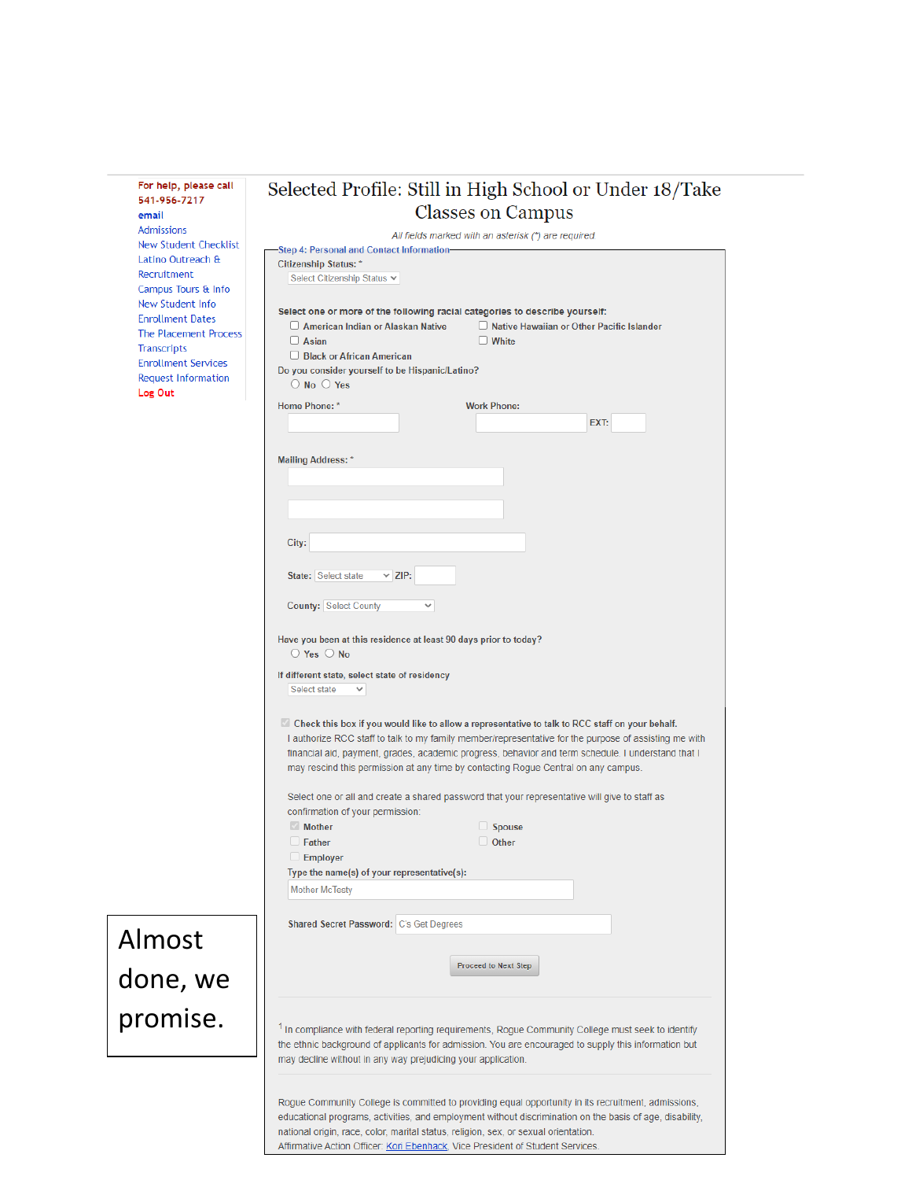For help, please call
541-956-7217
email
Admissions
New Student Checklist
Latino Outreach & Recruitment
Campus Tours & Info
New Student Info
Enrollment Dates
The Placement Process
Transcripts
Enrollment Services
Request Information
Log Out

# Selected Profile: Still in High School or Under 18/Take Classes on Campus

*All fields marked with an asterisk (*) are required.*

**Step 4: Personal and Contact Information**

Citizenship Status: *
Select Citizenship Status

**Select one or more of the following racial categories to describe yourself:**

- ☐ American Indian or Alaskan Native
- ☐ Native Hawaiian or Other Pacific Islander
- ☐ Asian
- ☐ White
- ☐ Black or African American

Do you consider yourself to be Hispanic/Latino?
○ No ○ Yes

Home Phone: *
Work Phone:
EXT:

Mailing Address: *

City:

State: Select state ZIP:

County: Select County

Have you been at this residence at least 90 days prior to today?
○ Yes ○ No

If different state, select state of residency
Select state

☑ Check this box if you would like to allow a representative to talk to RCC staff on your behalf.
I authorize RCC staff to talk to my family member/representative for the purpose of assisting me with financial aid, payment, grades, academic progress, behavior and term schedule. I understand that I may rescind this permission at any time by contacting Rogue Central on any campus.

Select one or all and create a shared password that your representative will give to staff as confirmation of your permission:

- ☑ Mother
- ☐ Spouse
- ☐ Father
- ☐ Other
- ☐ Employer

Type the name(s) of your representative(s):
Mother McTesty

Shared Secret Password: C's Get Degrees

Proceed to Next Step

Almost done, we promise.

[1] In compliance with federal reporting requirements, Rogue Community College must seek to identify the ethnic background of applicants for admission. You are encouraged to supply this information but may decline without in any way prejudicing your application.

Rogue Community College is committed to providing equal opportunity in its recruitment, admissions, educational programs, activities, and employment without discrimination on the basis of age, disability, national origin, race, color, marital status, religion, sex, or sexual orientation.
Affirmative Action Officer: Kori Ebenhack, Vice President of Student Services.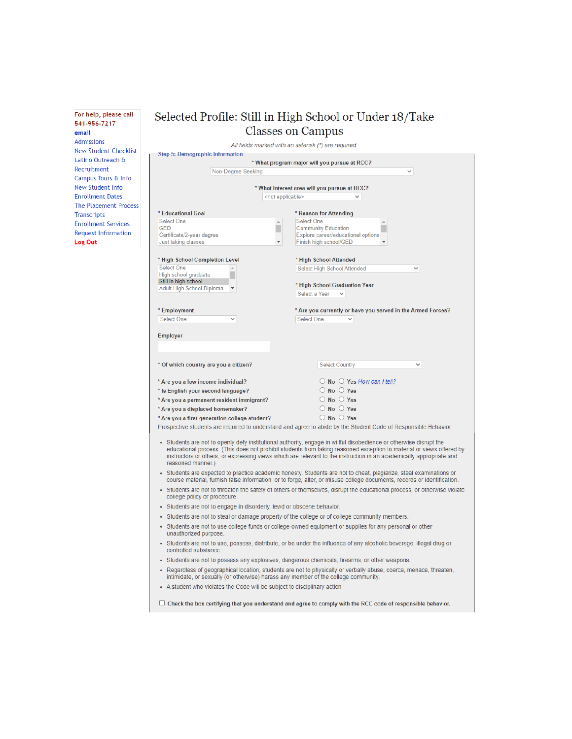**For help, please call**
**541-956-7217**
**email**
Admissions
New Student Checklist
Latino Outreach & Recruitment
Campus Tours & Info
New Student Info
Enrollment Dates
The Placement Process
Transcripts
Enrollment Services
Request Information
**Log Out**

# Selected Profile: Still in High School or Under 18/Take Classes on Campus

*All fields marked with an asterisk (*) are required.*

**Step 5: Demographic Information**

\* **What program major will you pursue at RCC?**
Non-Degree Seeking

\* **What interest area will you pursue at RCC?**
<not applicable>

\* **Educational Goal**
- Select One
- GED
- Certificate/2-year degree
- Just taking classes

\* **Reason for Attending**
- Select One
- Community Education
- Explore career/educational options
- Finish high school/GED

\* **High School Completion Level**
- Select One
- High school graduate
- Still in high school
- Adult High School Diploma

\* **High School Attended**
Select High School Attended

\* **High School Graduation Year**
Select a Year

\* **Employment**
Select One

\* **Are you currently or have you served in the Armed Forces?**
Select One

**Employer**

\* **Of which country are you a citizen?** Select Country

\* **Are you a low income individual?** ○ No ○ Yes How can I tell?
\* **Is English your second language?** ○ No ○ Yes
\* **Are you a permanent resident immigrant?** ○ No ○ Yes
\* **Are you a displaced homemaker?** ○ No ○ Yes
\* **Are you a first generation college student?** ○ No ○ Yes

Prospective students are required to understand and agree to abide by the Student Code of Responsible Behavior:

- Students are not to openly defy institutional authority, engage in willful disobedience or otherwise disrupt the educational process. (This does not prohibit students from taking reasoned exception to material or views offered by instructors or others, or expressing views which are relevant to the instruction in an academically appropriate and reasoned manner.)
- Students are expected to practice academic honesty. Students are not to cheat, plagiarize, steal examinations or course material, furnish false information, or to forge, alter, or misuse college documents, records or identification.
- Students are not to threaten the safety of others or themselves, disrupt the educational process, or otherwise violate college policy or procedure.
- Students are not to engage in disorderly, lewd or obscene behavior.
- Students are not to steal or damage property of the college or of college community members.
- Students are not to use college funds or college-owned equipment or supplies for any personal or other unauthorized purpose.
- Students are not to use, possess, distribute, or be under the influence of any alcoholic beverage, illegal drug or controlled substance.
- Students are not to possess any explosives, dangerous chemicals, firearms, or other weapons.
- Regardless of geographical location, students are not to physically or verbally abuse, coerce, menace, threaten, intimidate, or sexually (or otherwise) harass any member of the college community.
- A student who violates the Code will be subject to disciplinary action

☐ **Check the box certifying that you understand and agree to comply with the RCC code of responsible behavior.**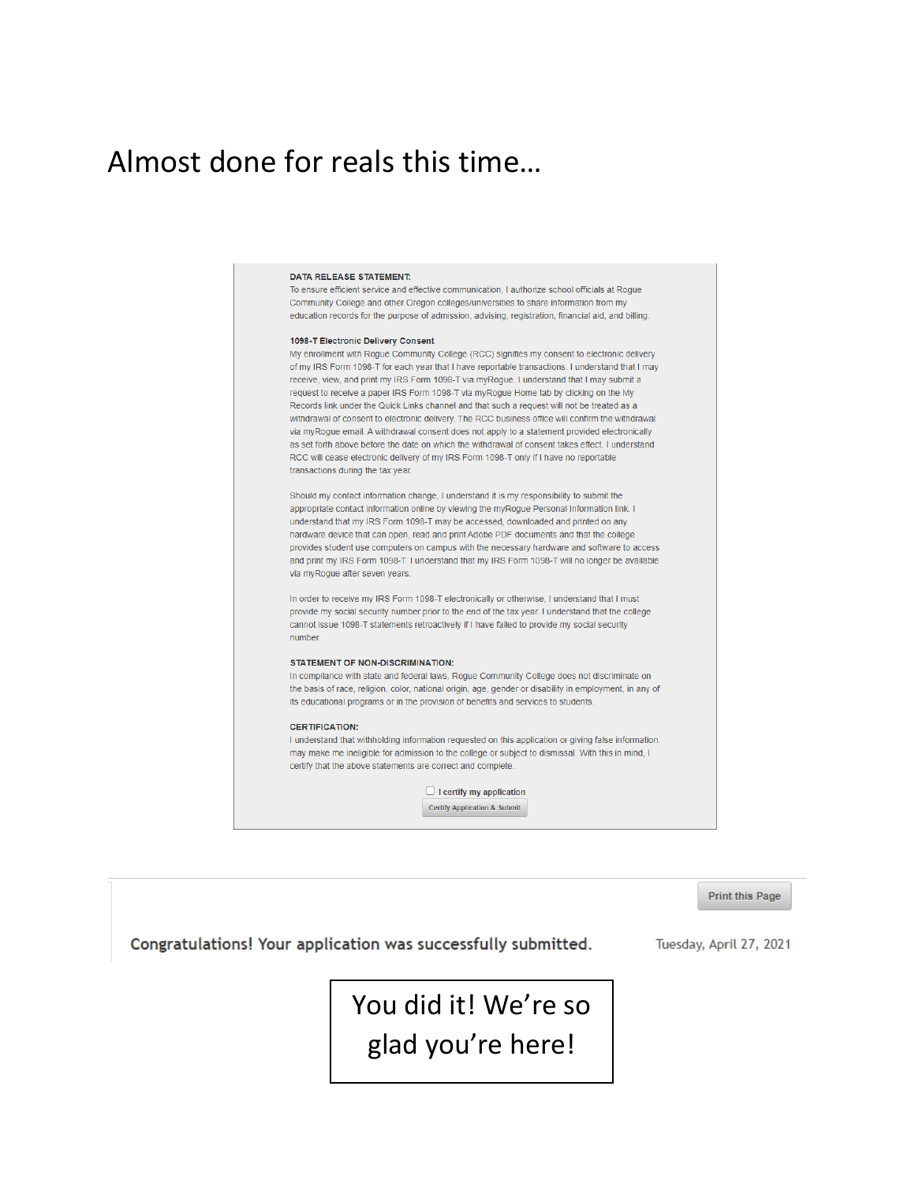# Almost done for reals this time…

**DATA RELEASE STATEMENT:**
To ensure efficient service and effective communication, I authorize school officials at Rogue Community College and other Oregon colleges/universities to share information from my education records for the purpose of admission, advising, registration, financial aid, and billing.

**1098-T Electronic Delivery Consent**
My enrollment with Rogue Community College (RCC) signifies my consent to electronic delivery of my IRS Form 1098-T for each year that I have reportable transactions. I understand that I may receive, view, and print my IRS Form 1098-T via myRogue. I understand that I may submit a request to receive a paper IRS Form 1098-T via myRogue Home tab by clicking on the My Records link under the Quick Links channel and that such a request will not be treated as a withdrawal of consent to electronic delivery. The RCC business office will confirm the withdrawal via myRogue email. A withdrawal consent does not apply to a statement provided electronically as set forth above before the date on which the withdrawal of consent takes effect. I understand RCC will cease electronic delivery of my IRS Form 1098-T only if I have no reportable transactions during the tax year.

Should my contact information change, I understand it is my responsibility to submit the appropriate contact information online by viewing the myRogue Personal Information link. I understand that my IRS Form 1098-T may be accessed, downloaded and printed on any hardware device that can open, read and print Adobe PDF documents and that the college provides student use computers on campus with the necessary hardware and software to access and print my IRS Form 1098-T. I understand that my IRS Form 1098-T will no longer be available via myRogue after seven years.

In order to receive my IRS Form 1098-T electronically or otherwise, I understand that I must provide my social security number prior to the end of the tax year. I understand that the college cannot issue 1098-T statements retroactively if I have failed to provide my social security number.

**STATEMENT OF NON-DISCRIMINATION:**
In compliance with state and federal laws, Rogue Community College does not discriminate on the basis of race, religion, color, national origin, age, gender or disability in employment, in any of its educational programs or in the provision of benefits and services to students.

**CERTIFICATION:**
I understand that withholding information requested on this application or giving false information may make me ineligible for admission to the college or subject to dismissal. With this in mind, I certify that the above statements are correct and complete.

☐ I certify my application

Certify Application & Submit

Print this Page

**Congratulations! Your application was successfully submitted.** Tuesday, April 27, 2021

You did it! We're so glad you're here!